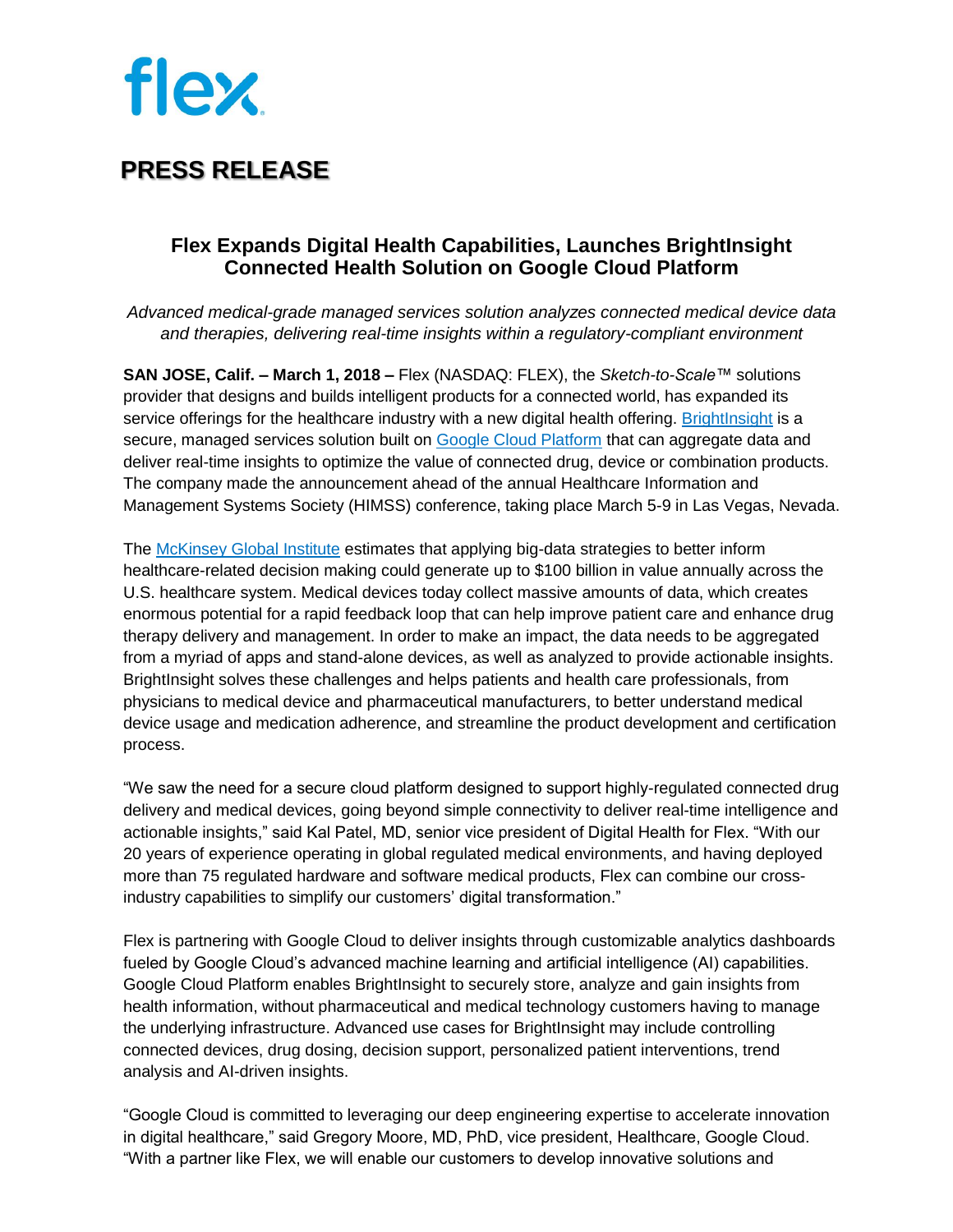flex

# PRESS RELEASE

## Flex Expands Digital Health Capabilities, Launches BrightInsight Connected Health Solution on Google Cloud Platform

*Advanced medical-grade managed services solution analyzes connected medical device data and therapies, delivering real-time insights within a regulatory-compliant environment*

**SAN JOSE, Calif. – March 1, 2018 –** Flex (NASDAQ: FLEX), the *Sketch-to-Scale*™ solutions provider that designs and builds intelligent products for a connected world, has expanded its service offerings for the healthcare industry with a new digital health offering. BrightInsight is a secure, managed services solution built on Google Cloud Platform that can aggregate data and deliver real-time insights to optimize the value of connected drug, device or combination products. The company made the announcement ahead of the annual Healthcare Information and Management Systems Society (HIMSS) conference, taking place March 5-9 in Las Vegas, Nevada.

The McKinsey Global Institute estimates that applying big-data strategies to better inform healthcare-related decision making could generate up to $100 billion in value annually across the U.S. healthcare system. Medical devices today collect massive amounts of data, which creates enormous potential for a rapid feedback loop that can help improve patient care and enhance drug therapy delivery and management. In order to make an impact, the data needs to be aggregated from a myriad of apps and stand-alone devices, as well as analyzed to provide actionable insights. BrightInsight solves these challenges and helps patients and health care professionals, from physicians to medical device and pharmaceutical manufacturers, to better understand medical device usage and medication adherence, and streamline the product development and certification process.

"We saw the need for a secure cloud platform designed to support highly-regulated connected drug delivery and medical devices, going beyond simple connectivity to deliver real-time intelligence and actionable insights," said Kal Patel, MD, senior vice president of Digital Health for Flex. "With our 20 years of experience operating in global regulated medical environments, and having deployed more than 75 regulated hardware and software medical products, Flex can combine our cross-industry capabilities to simplify our customers' digital transformation."

Flex is partnering with Google Cloud to deliver insights through customizable analytics dashboards fueled by Google Cloud's advanced machine learning and artificial intelligence (AI) capabilities. Google Cloud Platform enables BrightInsight to securely store, analyze and gain insights from health information, without pharmaceutical and medical technology customers having to manage the underlying infrastructure. Advanced use cases for BrightInsight may include controlling connected devices, drug dosing, decision support, personalized patient interventions, trend analysis and AI-driven insights.

"Google Cloud is committed to leveraging our deep engineering expertise to accelerate innovation in digital healthcare," said Gregory Moore, MD, PhD, vice president, Healthcare, Google Cloud. "With a partner like Flex, we will enable our customers to develop innovative solutions and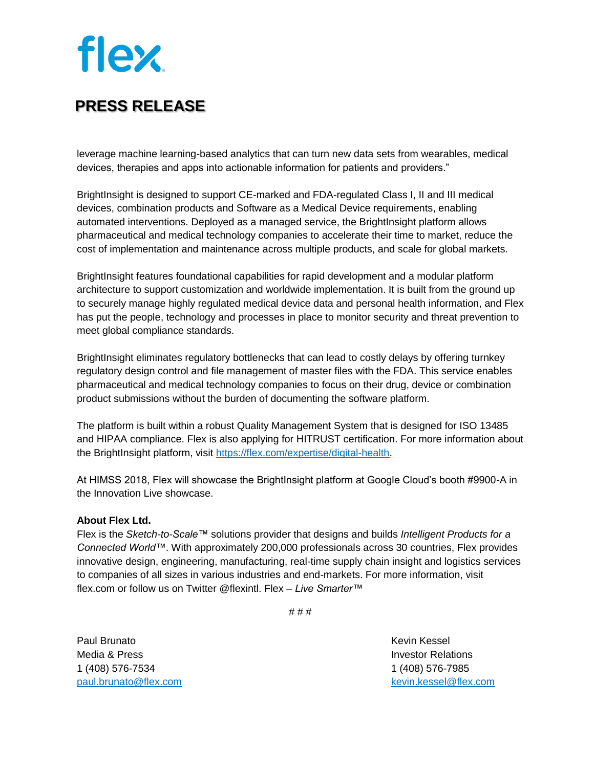leverage machine learning-based analytics that can turn new data sets from wearables, medical devices, therapies and apps into actionable information for patients and providers."

BrightInsight is designed to support CE-marked and FDA-regulated Class I, II and III medical devices, combination products and Software as a Medical Device requirements, enabling automated interventions. Deployed as a managed service, the BrightInsight platform allows pharmaceutical and medical technology companies to accelerate their time to market, reduce the cost of implementation and maintenance across multiple products, and scale for global markets.

BrightInsight features foundational capabilities for rapid development and a modular platform architecture to support customization and worldwide implementation. It is built from the ground up to securely manage highly regulated medical device data and personal health information, and Flex has put the people, technology and processes in place to monitor security and threat prevention to meet global compliance standards.

BrightInsight eliminates regulatory bottlenecks that can lead to costly delays by offering turnkey regulatory design control and file management of master files with the FDA. This service enables pharmaceutical and medical technology companies to focus on their drug, device or combination product submissions without the burden of documenting the software platform.

The platform is built within a robust Quality Management System that is designed for ISO 13485 and HIPAA compliance. Flex is also applying for HITRUST certification. For more information about the BrightInsight platform, visit [https://flex.com/expertise/digital-health](https://flex.com/expertise/digital-health).

At HIMSS 2018, Flex will showcase the BrightInsight platform at Google Cloud's booth #9900-A in the Innovation Live showcase.

**About Flex Ltd.**
Flex is the *Sketch-to-Scale*™ solutions provider that designs and builds *Intelligent Products for a Connected World*™. With approximately 200,000 professionals across 30 countries, Flex provides innovative design, engineering, manufacturing, real-time supply chain insight and logistics services to companies of all sizes in various industries and end-markets. For more information, visit flex.com or follow us on Twitter @flexintl. Flex – *Live Smarter*™

# # #

Paul Brunato
Media & Press
1 (408) 576-7534
[paul.brunato@flex.com](mailto:paul.brunato@flex.com)

Kevin Kessel
Investor Relations
1 (408) 576-7985
[kevin.kessel@flex.com](mailto:kevin.kessel@flex.com)